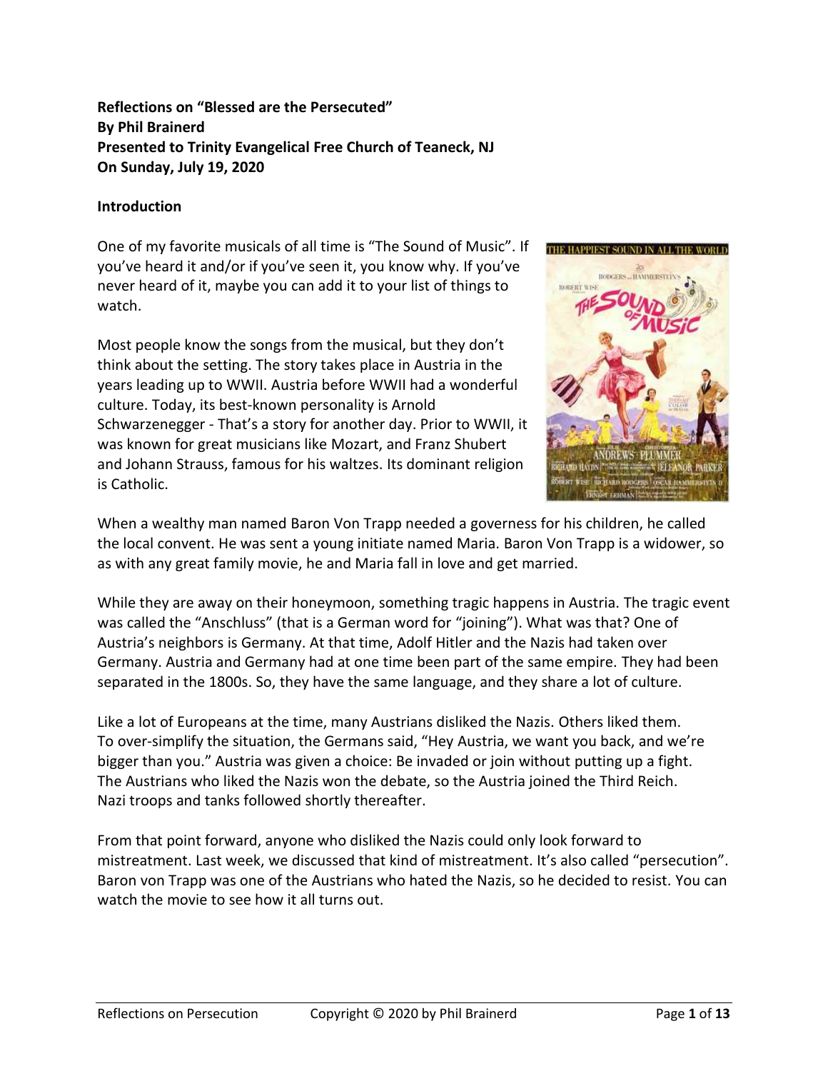**Reflections on "Blessed are the Persecuted"**
**By Phil Brainerd**
**Presented to Trinity Evangelical Free Church of Teaneck, NJ**
**On Sunday, July 19, 2020**

**Introduction**

One of my favorite musicals of all time is "The Sound of Music". If you've heard it and/or if you've seen it, you know why. If you've never heard of it, maybe you can add it to your list of things to watch.

Most people know the songs from the musical, but they don't think about the setting. The story takes place in Austria in the years leading up to WWII. Austria before WWII had a wonderful culture. Today, its best-known personality is Arnold Schwarzenegger - That's a story for another day. Prior to WWII, it was known for great musicians like Mozart, and Franz Shubert and Johann Strauss, famous for his waltzes. Its dominant religion is Catholic.

When a wealthy man named Baron Von Trapp needed a governess for his children, he called the local convent. He was sent a young initiate named Maria. Baron Von Trapp is a widower, so as with any great family movie, he and Maria fall in love and get married.

While they are away on their honeymoon, something tragic happens in Austria. The tragic event was called the "Anschluss" (that is a German word for "joining"). What was that? One of Austria's neighbors is Germany. At that time, Adolf Hitler and the Nazis had taken over Germany. Austria and Germany had at one time been part of the same empire. They had been separated in the 1800s. So, they have the same language, and they share a lot of culture.

Like a lot of Europeans at the time, many Austrians disliked the Nazis. Others liked them. To over-simplify the situation, the Germans said, "Hey Austria, we want you back, and we're bigger than you." Austria was given a choice: Be invaded or join without putting up a fight. The Austrians who liked the Nazis won the debate, so the Austria joined the Third Reich. Nazi troops and tanks followed shortly thereafter.

From that point forward, anyone who disliked the Nazis could only look forward to mistreatment. Last week, we discussed that kind of mistreatment. It's also called "persecution". Baron von Trapp was one of the Austrians who hated the Nazis, so he decided to resist. You can watch the movie to see how it all turns out.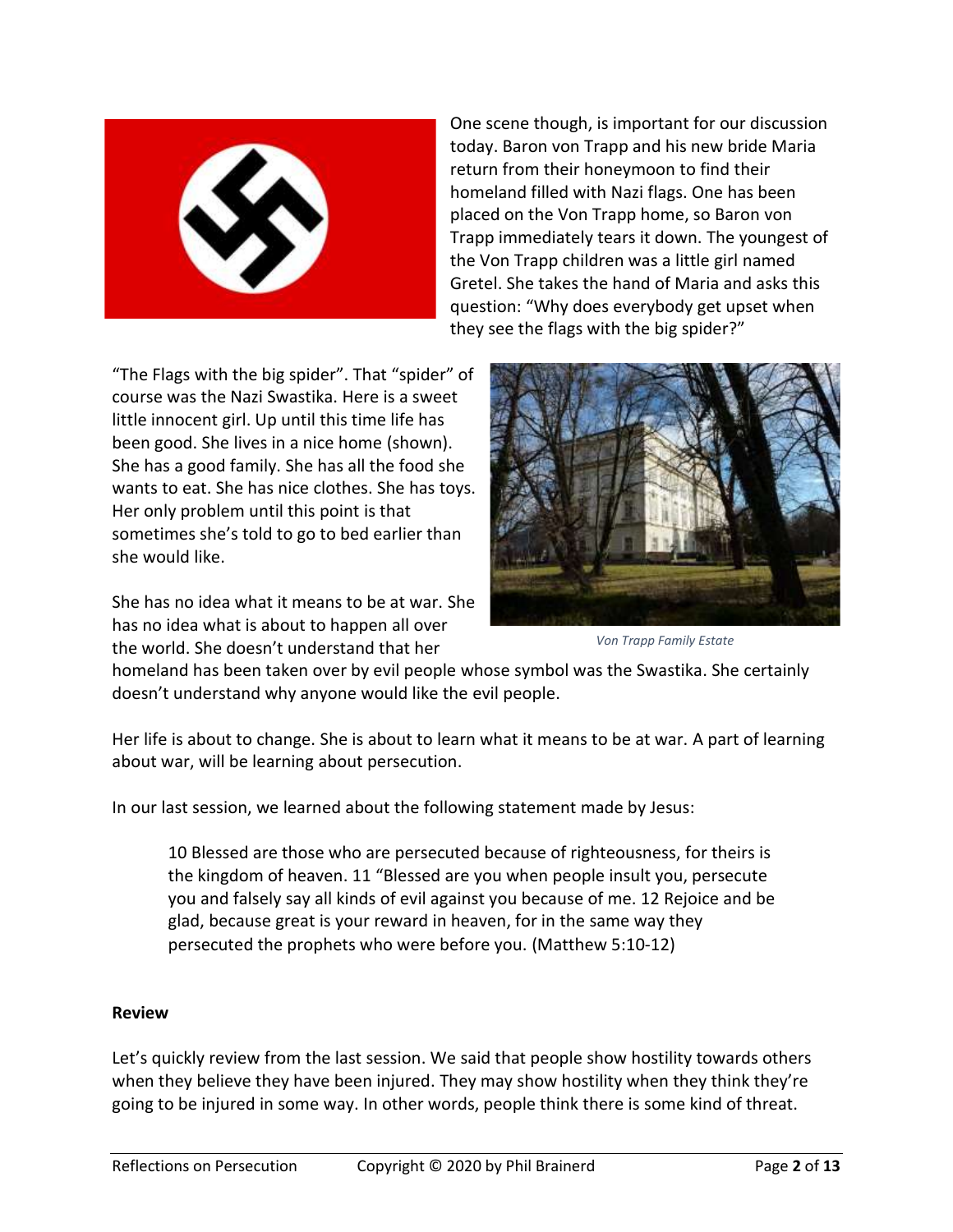One scene though, is important for our discussion today. Baron von Trapp and his new bride Maria return from their honeymoon to find their homeland filled with Nazi flags. One has been placed on the Von Trapp home, so Baron von Trapp immediately tears it down. The youngest of the Von Trapp children was a little girl named Gretel. She takes the hand of Maria and asks this question: "Why does everybody get upset when they see the flags with the big spider?"

"The Flags with the big spider". That "spider" of course was the Nazi Swastika. Here is a sweet little innocent girl. Up until this time life has been good. She lives in a nice home (shown). She has a good family. She has all the food she wants to eat. She has nice clothes. She has toys. Her only problem until this point is that sometimes she's told to go to bed earlier than she would like.

*Von Trapp Family Estate*

She has no idea what it means to be at war. She has no idea what is about to happen all over the world. She doesn't understand that her homeland has been taken over by evil people whose symbol was the Swastika. She certainly doesn't understand why anyone would like the evil people.

Her life is about to change. She is about to learn what it means to be at war. A part of learning about war, will be learning about persecution.

In our last session, we learned about the following statement made by Jesus:

> 10 Blessed are those who are persecuted because of righteousness, for theirs is the kingdom of heaven. 11 "Blessed are you when people insult you, persecute you and falsely say all kinds of evil against you because of me. 12 Rejoice and be glad, because great is your reward in heaven, for in the same way they persecuted the prophets who were before you. (Matthew 5:10-12)

**Review**

Let's quickly review from the last session. We said that people show hostility towards others when they believe they have been injured. They may show hostility when they think they're going to be injured in some way. In other words, people think there is some kind of threat.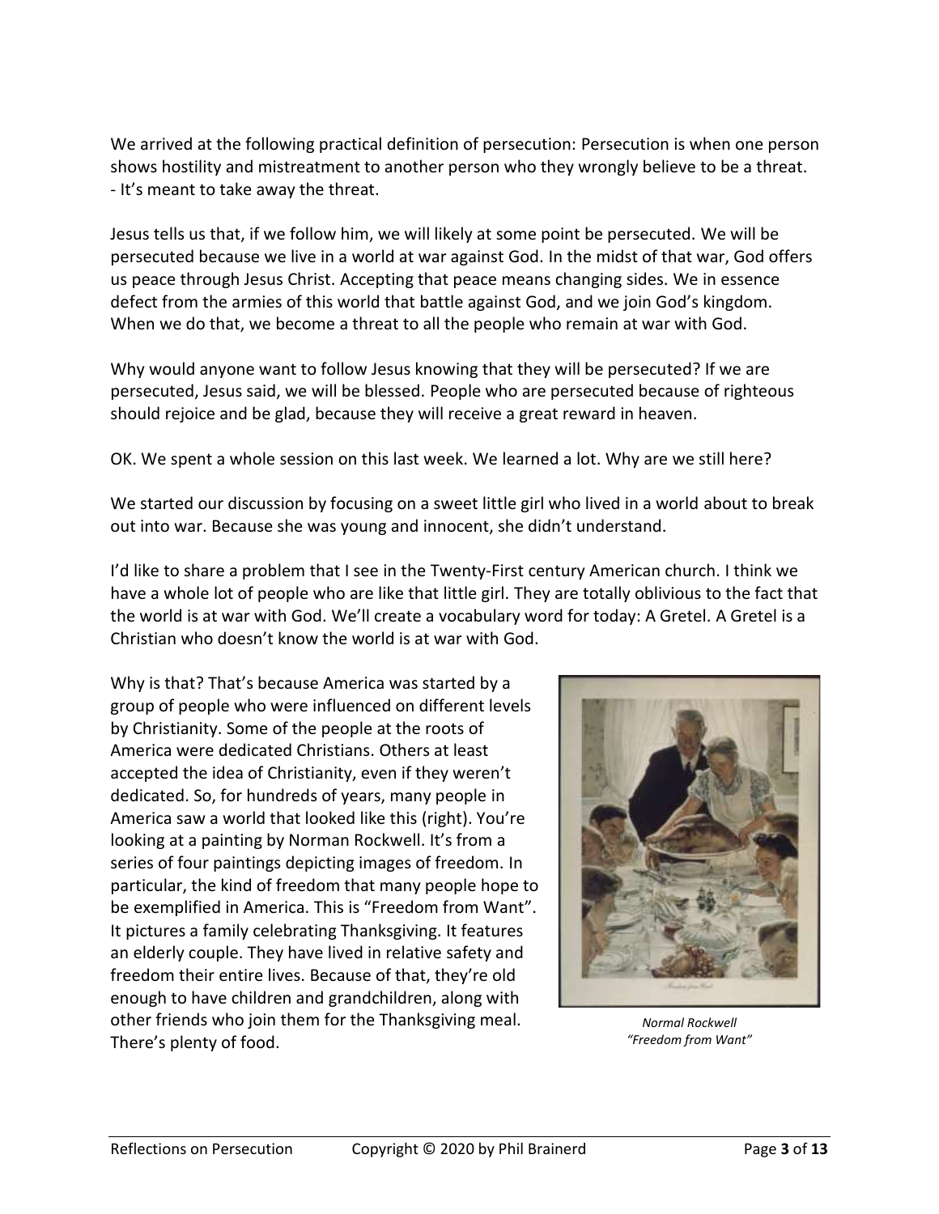We arrived at the following practical definition of persecution: Persecution is when one person shows hostility and mistreatment to another person who they wrongly believe to be a threat.
- It's meant to take away the threat.

Jesus tells us that, if we follow him, we will likely at some point be persecuted. We will be persecuted because we live in a world at war against God. In the midst of that war, God offers us peace through Jesus Christ. Accepting that peace means changing sides. We in essence defect from the armies of this world that battle against God, and we join God's kingdom. When we do that, we become a threat to all the people who remain at war with God.

Why would anyone want to follow Jesus knowing that they will be persecuted? If we are persecuted, Jesus said, we will be blessed. People who are persecuted because of righteous should rejoice and be glad, because they will receive a great reward in heaven.

OK. We spent a whole session on this last week. We learned a lot. Why are we still here?

We started our discussion by focusing on a sweet little girl who lived in a world about to break out into war. Because she was young and innocent, she didn't understand.

I'd like to share a problem that I see in the Twenty-First century American church. I think we have a whole lot of people who are like that little girl. They are totally oblivious to the fact that the world is at war with God. We'll create a vocabulary word for today: A Gretel. A Gretel is a Christian who doesn't know the world is at war with God.

Why is that? That's because America was started by a group of people who were influenced on different levels by Christianity. Some of the people at the roots of America were dedicated Christians. Others at least accepted the idea of Christianity, even if they weren't dedicated. So, for hundreds of years, many people in America saw a world that looked like this (right). You're looking at a painting by Norman Rockwell. It's from a series of four paintings depicting images of freedom. In particular, the kind of freedom that many people hope to be exemplified in America. This is "Freedom from Want". It pictures a family celebrating Thanksgiving. It features an elderly couple. They have lived in relative safety and freedom their entire lives. Because of that, they're old enough to have children and grandchildren, along with other friends who join them for the Thanksgiving meal. There's plenty of food.

*Normal Rockwell*
*"Freedom from Want"*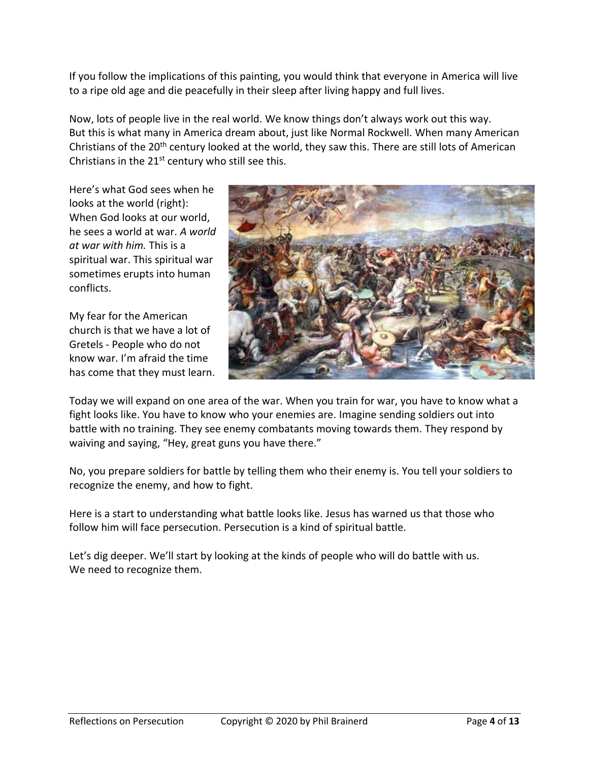If you follow the implications of this painting, you would think that everyone in America will live to a ripe old age and die peacefully in their sleep after living happy and full lives.

Now, lots of people live in the real world. We know things don't always work out this way. But this is what many in America dream about, just like Normal Rockwell. When many American Christians of the 20th century looked at the world, they saw this. There are still lots of American Christians in the 21st century who still see this.

Here's what God sees when he looks at the world (right): When God looks at our world, he sees a world at war. *A world at war with him.* This is a spiritual war. This spiritual war sometimes erupts into human conflicts.

My fear for the American church is that we have a lot of Gretels - People who do not know war. I'm afraid the time has come that they must learn.

Today we will expand on one area of the war. When you train for war, you have to know what a fight looks like. You have to know who your enemies are. Imagine sending soldiers out into battle with no training. They see enemy combatants moving towards them. They respond by waiving and saying, "Hey, great guns you have there."

No, you prepare soldiers for battle by telling them who their enemy is. You tell your soldiers to recognize the enemy, and how to fight.

Here is a start to understanding what battle looks like. Jesus has warned us that those who follow him will face persecution. Persecution is a kind of spiritual battle.

Let's dig deeper. We'll start by looking at the kinds of people who will do battle with us. We need to recognize them.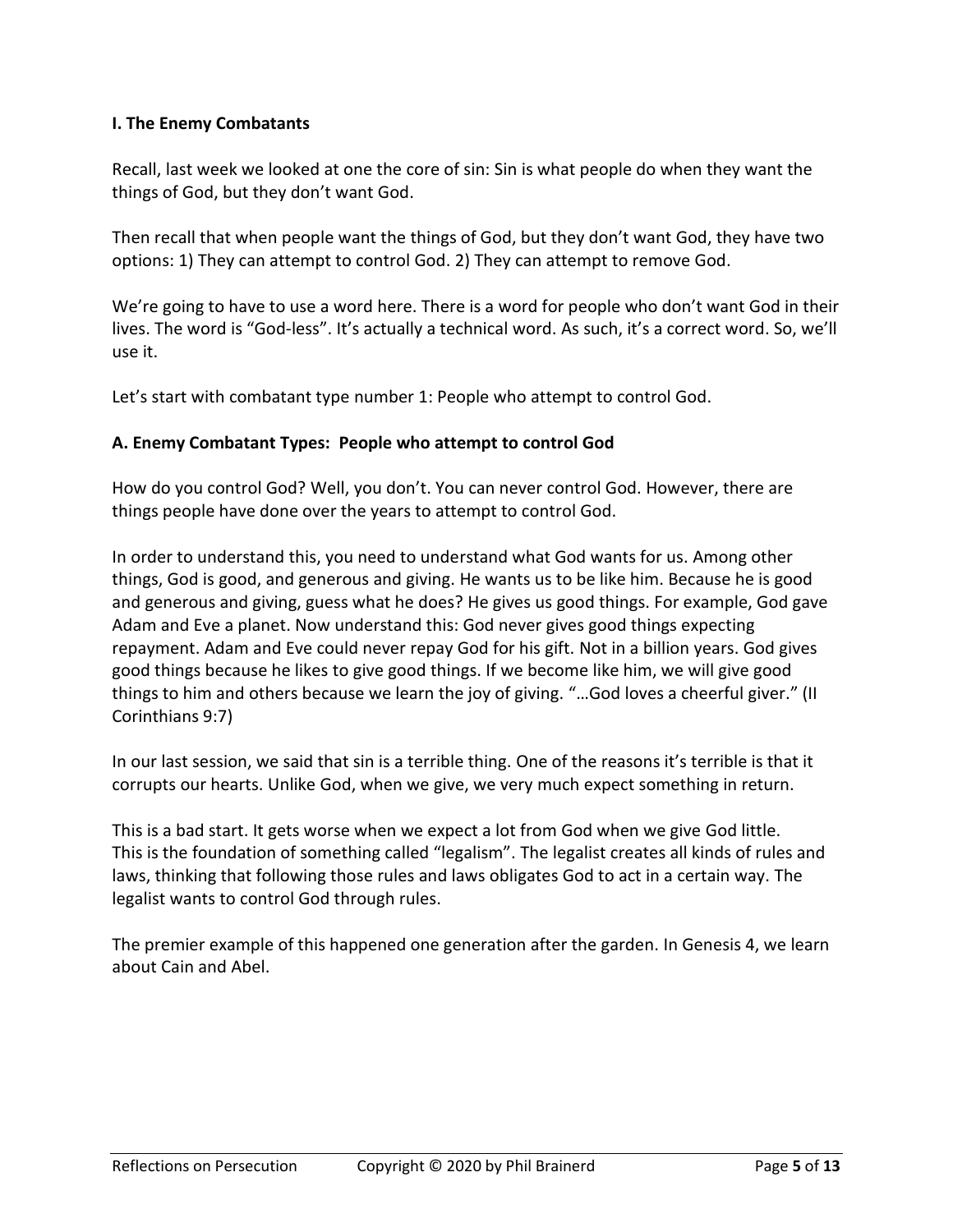### I. The Enemy Combatants

Recall, last week we looked at one the core of sin: Sin is what people do when they want the things of God, but they don't want God.

Then recall that when people want the things of God, but they don't want God, they have two options: 1) They can attempt to control God. 2) They can attempt to remove God.

We're going to have to use a word here. There is a word for people who don't want God in their lives. The word is "God-less". It's actually a technical word. As such, it's a correct word. So, we'll use it.

Let's start with combatant type number 1: People who attempt to control God.

#### A. Enemy Combatant Types: People who attempt to control God

How do you control God? Well, you don't. You can never control God. However, there are things people have done over the years to attempt to control God.

In order to understand this, you need to understand what God wants for us. Among other things, God is good, and generous and giving. He wants us to be like him. Because he is good and generous and giving, guess what he does? He gives us good things. For example, God gave Adam and Eve a planet. Now understand this: God never gives good things expecting repayment. Adam and Eve could never repay God for his gift. Not in a billion years. God gives good things because he likes to give good things. If we become like him, we will give good things to him and others because we learn the joy of giving. "…God loves a cheerful giver." (II Corinthians 9:7)

In our last session, we said that sin is a terrible thing. One of the reasons it's terrible is that it corrupts our hearts. Unlike God, when we give, we very much expect something in return.

This is a bad start. It gets worse when we expect a lot from God when we give God little. This is the foundation of something called "legalism". The legalist creates all kinds of rules and laws, thinking that following those rules and laws obligates God to act in a certain way. The legalist wants to control God through rules.

The premier example of this happened one generation after the garden. In Genesis 4, we learn about Cain and Abel.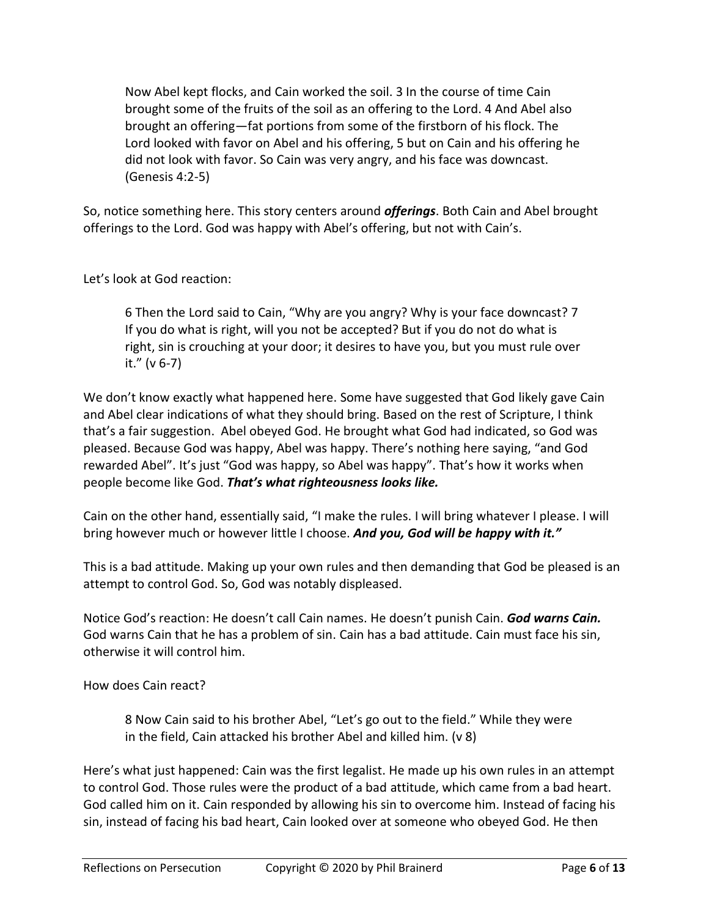> Now Abel kept flocks, and Cain worked the soil. 3 In the course of time Cain brought some of the fruits of the soil as an offering to the Lord. 4 And Abel also brought an offering—fat portions from some of the firstborn of his flock. The Lord looked with favor on Abel and his offering, 5 but on Cain and his offering he did not look with favor. So Cain was very angry, and his face was downcast. (Genesis 4:2-5)

So, notice something here. This story centers around ***offerings***. Both Cain and Abel brought offerings to the Lord. God was happy with Abel's offering, but not with Cain's.

Let's look at God reaction:

> 6 Then the Lord said to Cain, "Why are you angry? Why is your face downcast? 7 If you do what is right, will you not be accepted? But if you do not do what is right, sin is crouching at your door; it desires to have you, but you must rule over it." (v 6-7)

We don't know exactly what happened here. Some have suggested that God likely gave Cain and Abel clear indications of what they should bring. Based on the rest of Scripture, I think that's a fair suggestion. Abel obeyed God. He brought what God had indicated, so God was pleased. Because God was happy, Abel was happy. There's nothing here saying, "and God rewarded Abel". It's just "God was happy, so Abel was happy". That's how it works when people become like God. ***That's what righteousness looks like.***

Cain on the other hand, essentially said, "I make the rules. I will bring whatever I please. I will bring however much or however little I choose. ***And you, God will be happy with it."***

This is a bad attitude. Making up your own rules and then demanding that God be pleased is an attempt to control God. So, God was notably displeased.

Notice God's reaction: He doesn't call Cain names. He doesn't punish Cain. ***God warns Cain.*** God warns Cain that he has a problem of sin. Cain has a bad attitude. Cain must face his sin, otherwise it will control him.

How does Cain react?

> 8 Now Cain said to his brother Abel, "Let's go out to the field." While they were in the field, Cain attacked his brother Abel and killed him. (v 8)

Here's what just happened: Cain was the first legalist. He made up his own rules in an attempt to control God. Those rules were the product of a bad attitude, which came from a bad heart. God called him on it. Cain responded by allowing his sin to overcome him. Instead of facing his sin, instead of facing his bad heart, Cain looked over at someone who obeyed God. He then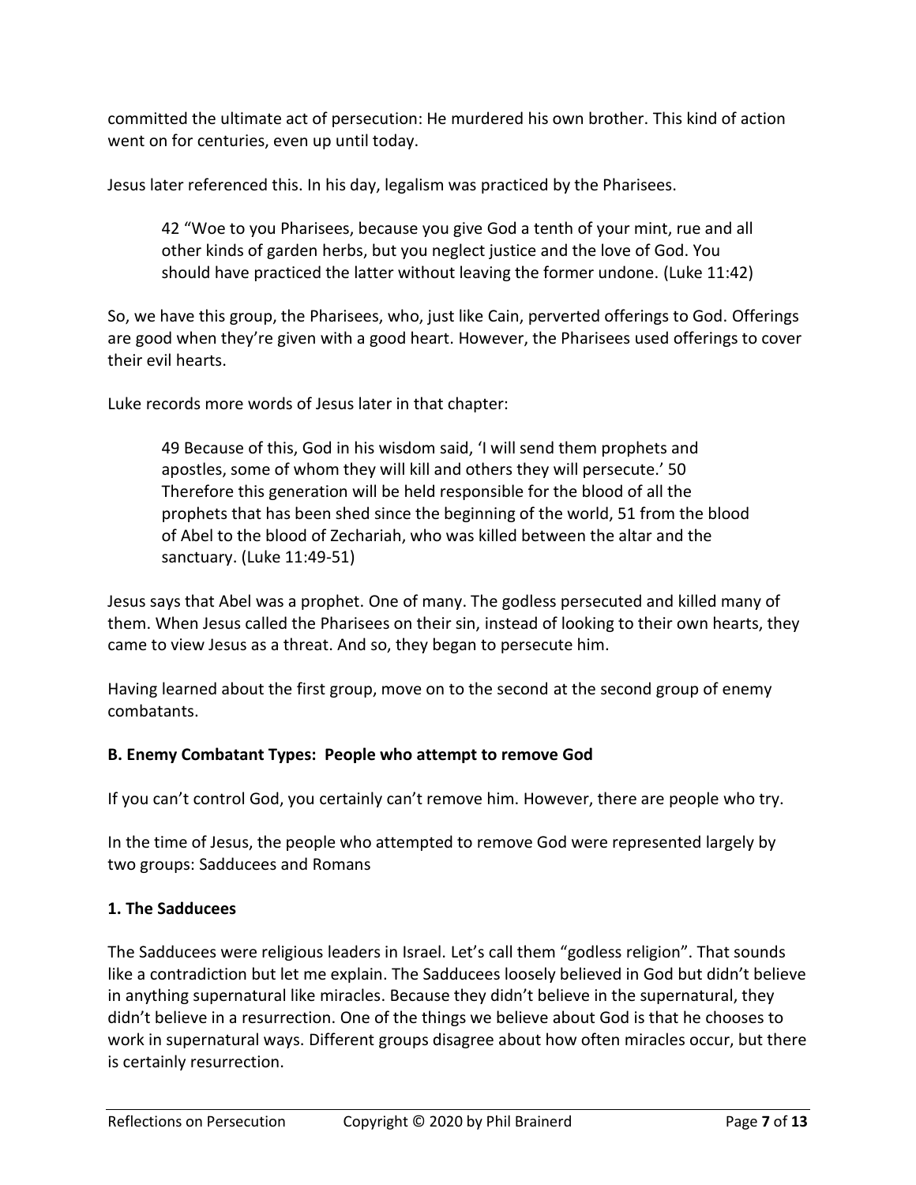committed the ultimate act of persecution: He murdered his own brother. This kind of action went on for centuries, even up until today.

Jesus later referenced this. In his day, legalism was practiced by the Pharisees.

> 42 "Woe to you Pharisees, because you give God a tenth of your mint, rue and all other kinds of garden herbs, but you neglect justice and the love of God. You should have practiced the latter without leaving the former undone. (Luke 11:42)

So, we have this group, the Pharisees, who, just like Cain, perverted offerings to God. Offerings are good when they're given with a good heart. However, the Pharisees used offerings to cover their evil hearts.

Luke records more words of Jesus later in that chapter:

> 49 Because of this, God in his wisdom said, 'I will send them prophets and apostles, some of whom they will kill and others they will persecute.' 50 Therefore this generation will be held responsible for the blood of all the prophets that has been shed since the beginning of the world, 51 from the blood of Abel to the blood of Zechariah, who was killed between the altar and the sanctuary. (Luke 11:49-51)

Jesus says that Abel was a prophet. One of many. The godless persecuted and killed many of them. When Jesus called the Pharisees on their sin, instead of looking to their own hearts, they came to view Jesus as a threat. And so, they began to persecute him.

Having learned about the first group, move on to the second at the second group of enemy combatants.

**B. Enemy Combatant Types: People who attempt to remove God**

If you can't control God, you certainly can't remove him. However, there are people who try.

In the time of Jesus, the people who attempted to remove God were represented largely by two groups: Sadducees and Romans

**1. The Sadducees**

The Sadducees were religious leaders in Israel. Let's call them "godless religion". That sounds like a contradiction but let me explain. The Sadducees loosely believed in God but didn't believe in anything supernatural like miracles. Because they didn't believe in the supernatural, they didn't believe in a resurrection. One of the things we believe about God is that he chooses to work in supernatural ways. Different groups disagree about how often miracles occur, but there is certainly resurrection.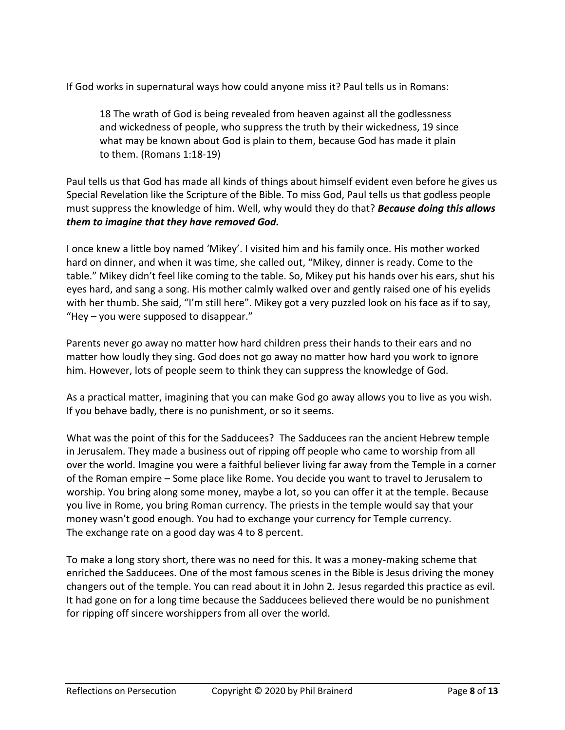If God works in supernatural ways how could anyone miss it? Paul tells us in Romans:

> 18 The wrath of God is being revealed from heaven against all the godlessness and wickedness of people, who suppress the truth by their wickedness, 19 since what may be known about God is plain to them, because God has made it plain to them. (Romans 1:18-19)

Paul tells us that God has made all kinds of things about himself evident even before he gives us Special Revelation like the Scripture of the Bible. To miss God, Paul tells us that godless people must suppress the knowledge of him. Well, why would they do that? ***Because doing this allows them to imagine that they have removed God.***

I once knew a little boy named 'Mikey'. I visited him and his family once. His mother worked hard on dinner, and when it was time, she called out, "Mikey, dinner is ready. Come to the table." Mikey didn't feel like coming to the table. So, Mikey put his hands over his ears, shut his eyes hard, and sang a song. His mother calmly walked over and gently raised one of his eyelids with her thumb. She said, "I'm still here". Mikey got a very puzzled look on his face as if to say, "Hey – you were supposed to disappear."

Parents never go away no matter how hard children press their hands to their ears and no matter how loudly they sing. God does not go away no matter how hard you work to ignore him. However, lots of people seem to think they can suppress the knowledge of God.

As a practical matter, imagining that you can make God go away allows you to live as you wish. If you behave badly, there is no punishment, or so it seems.

What was the point of this for the Sadducees? The Sadducees ran the ancient Hebrew temple in Jerusalem. They made a business out of ripping off people who came to worship from all over the world. Imagine you were a faithful believer living far away from the Temple in a corner of the Roman empire – Some place like Rome. You decide you want to travel to Jerusalem to worship. You bring along some money, maybe a lot, so you can offer it at the temple. Because you live in Rome, you bring Roman currency. The priests in the temple would say that your money wasn't good enough. You had to exchange your currency for Temple currency. The exchange rate on a good day was 4 to 8 percent.

To make a long story short, there was no need for this. It was a money-making scheme that enriched the Sadducees. One of the most famous scenes in the Bible is Jesus driving the money changers out of the temple. You can read about it in John 2. Jesus regarded this practice as evil. It had gone on for a long time because the Sadducees believed there would be no punishment for ripping off sincere worshippers from all over the world.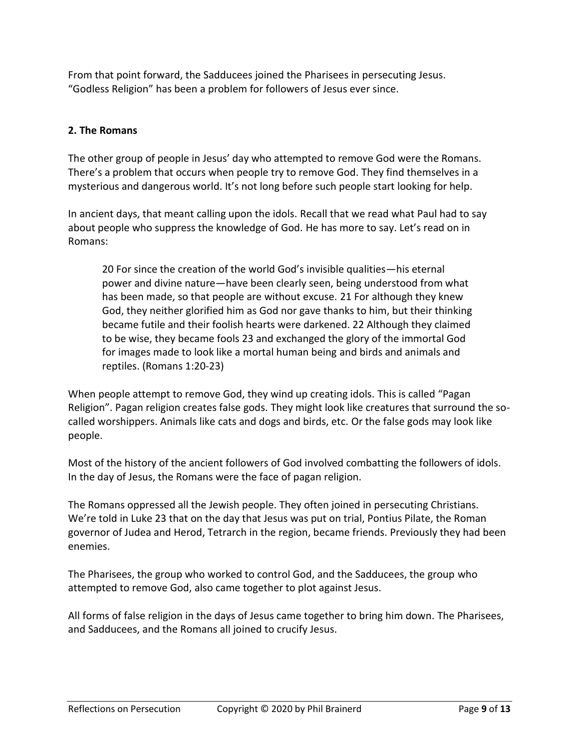From that point forward, the Sadducees joined the Pharisees in persecuting Jesus. “Godless Religion” has been a problem for followers of Jesus ever since.

**2. The Romans**

The other group of people in Jesus’ day who attempted to remove God were the Romans. There’s a problem that occurs when people try to remove God. They find themselves in a mysterious and dangerous world. It’s not long before such people start looking for help.

In ancient days, that meant calling upon the idols. Recall that we read what Paul had to say about people who suppress the knowledge of God. He has more to say. Let’s read on in Romans:

> 20 For since the creation of the world God’s invisible qualities—his eternal power and divine nature—have been clearly seen, being understood from what has been made, so that people are without excuse. 21 For although they knew God, they neither glorified him as God nor gave thanks to him, but their thinking became futile and their foolish hearts were darkened. 22 Although they claimed to be wise, they became fools 23 and exchanged the glory of the immortal God for images made to look like a mortal human being and birds and animals and reptiles. (Romans 1:20-23)

When people attempt to remove God, they wind up creating idols. This is called “Pagan Religion”. Pagan religion creates false gods. They might look like creatures that surround the so-called worshippers. Animals like cats and dogs and birds, etc. Or the false gods may look like people.

Most of the history of the ancient followers of God involved combatting the followers of idols. In the day of Jesus, the Romans were the face of pagan religion.

The Romans oppressed all the Jewish people. They often joined in persecuting Christians. We’re told in Luke 23 that on the day that Jesus was put on trial, Pontius Pilate, the Roman governor of Judea and Herod, Tetrarch in the region, became friends. Previously they had been enemies.

The Pharisees, the group who worked to control God, and the Sadducees, the group who attempted to remove God, also came together to plot against Jesus.

All forms of false religion in the days of Jesus came together to bring him down. The Pharisees, and Sadducees, and the Romans all joined to crucify Jesus.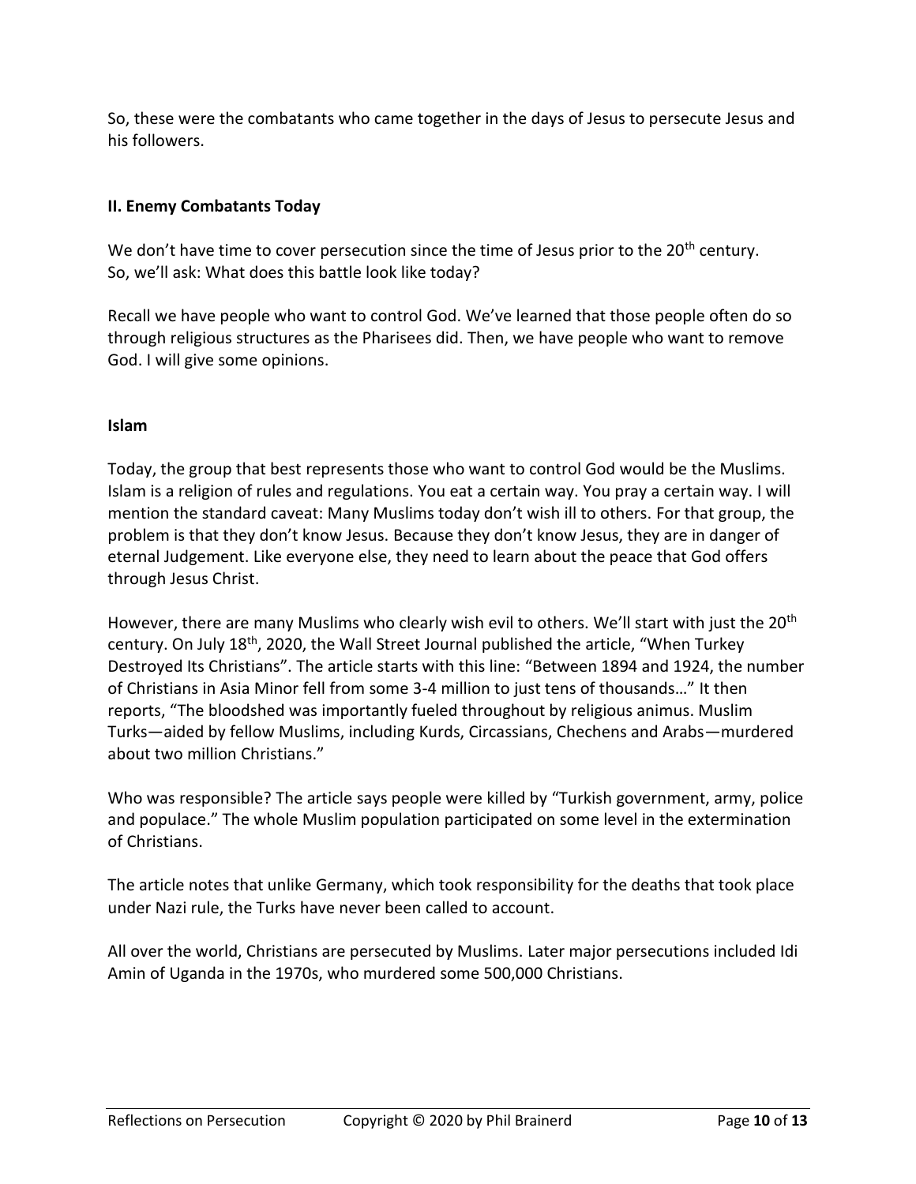So, these were the combatants who came together in the days of Jesus to persecute Jesus and his followers.

## II. Enemy Combatants Today

We don't have time to cover persecution since the time of Jesus prior to the 20th century. So, we'll ask: What does this battle look like today?

Recall we have people who want to control God. We've learned that those people often do so through religious structures as the Pharisees did. Then, we have people who want to remove God. I will give some opinions.

### Islam

Today, the group that best represents those who want to control God would be the Muslims. Islam is a religion of rules and regulations. You eat a certain way. You pray a certain way. I will mention the standard caveat: Many Muslims today don't wish ill to others. For that group, the problem is that they don't know Jesus. Because they don't know Jesus, they are in danger of eternal Judgement. Like everyone else, they need to learn about the peace that God offers through Jesus Christ.

However, there are many Muslims who clearly wish evil to others. We'll start with just the 20th century. On July 18th, 2020, the Wall Street Journal published the article, "When Turkey Destroyed Its Christians". The article starts with this line: "Between 1894 and 1924, the number of Christians in Asia Minor fell from some 3-4 million to just tens of thousands…" It then reports, "The bloodshed was importantly fueled throughout by religious animus. Muslim Turks—aided by fellow Muslims, including Kurds, Circassians, Chechens and Arabs—murdered about two million Christians."

Who was responsible? The article says people were killed by "Turkish government, army, police and populace." The whole Muslim population participated on some level in the extermination of Christians.

The article notes that unlike Germany, which took responsibility for the deaths that took place under Nazi rule, the Turks have never been called to account.

All over the world, Christians are persecuted by Muslims. Later major persecutions included Idi Amin of Uganda in the 1970s, who murdered some 500,000 Christians.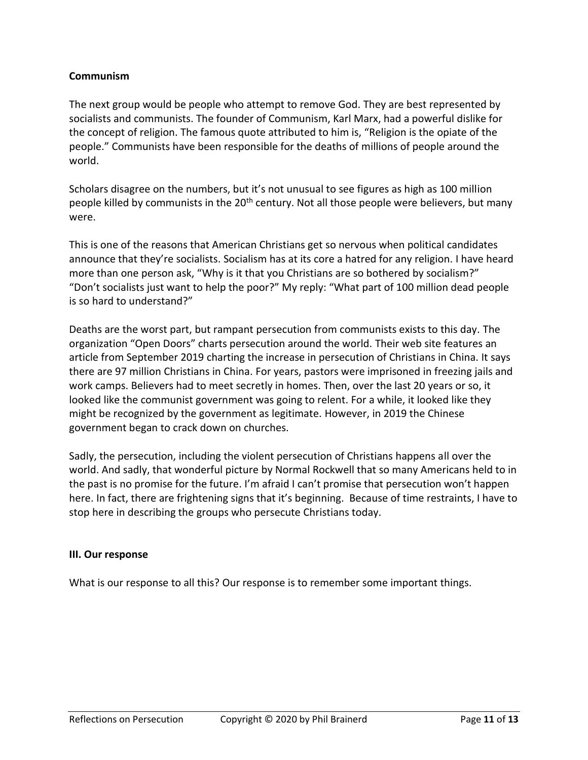**Communism**

The next group would be people who attempt to remove God. They are best represented by socialists and communists. The founder of Communism, Karl Marx, had a powerful dislike for the concept of religion. The famous quote attributed to him is, "Religion is the opiate of the people." Communists have been responsible for the deaths of millions of people around the world.

Scholars disagree on the numbers, but it's not unusual to see figures as high as 100 million people killed by communists in the 20th century. Not all those people were believers, but many were.

This is one of the reasons that American Christians get so nervous when political candidates announce that they're socialists. Socialism has at its core a hatred for any religion. I have heard more than one person ask, "Why is it that you Christians are so bothered by socialism?" "Don't socialists just want to help the poor?" My reply: "What part of 100 million dead people is so hard to understand?"

Deaths are the worst part, but rampant persecution from communists exists to this day. The organization "Open Doors" charts persecution around the world. Their web site features an article from September 2019 charting the increase in persecution of Christians in China. It says there are 97 million Christians in China. For years, pastors were imprisoned in freezing jails and work camps. Believers had to meet secretly in homes. Then, over the last 20 years or so, it looked like the communist government was going to relent. For a while, it looked like they might be recognized by the government as legitimate. However, in 2019 the Chinese government began to crack down on churches.

Sadly, the persecution, including the violent persecution of Christians happens all over the world. And sadly, that wonderful picture by Normal Rockwell that so many Americans held to in the past is no promise for the future. I'm afraid I can't promise that persecution won't happen here. In fact, there are frightening signs that it's beginning. Because of time restraints, I have to stop here in describing the groups who persecute Christians today.

**III. Our response**

What is our response to all this? Our response is to remember some important things.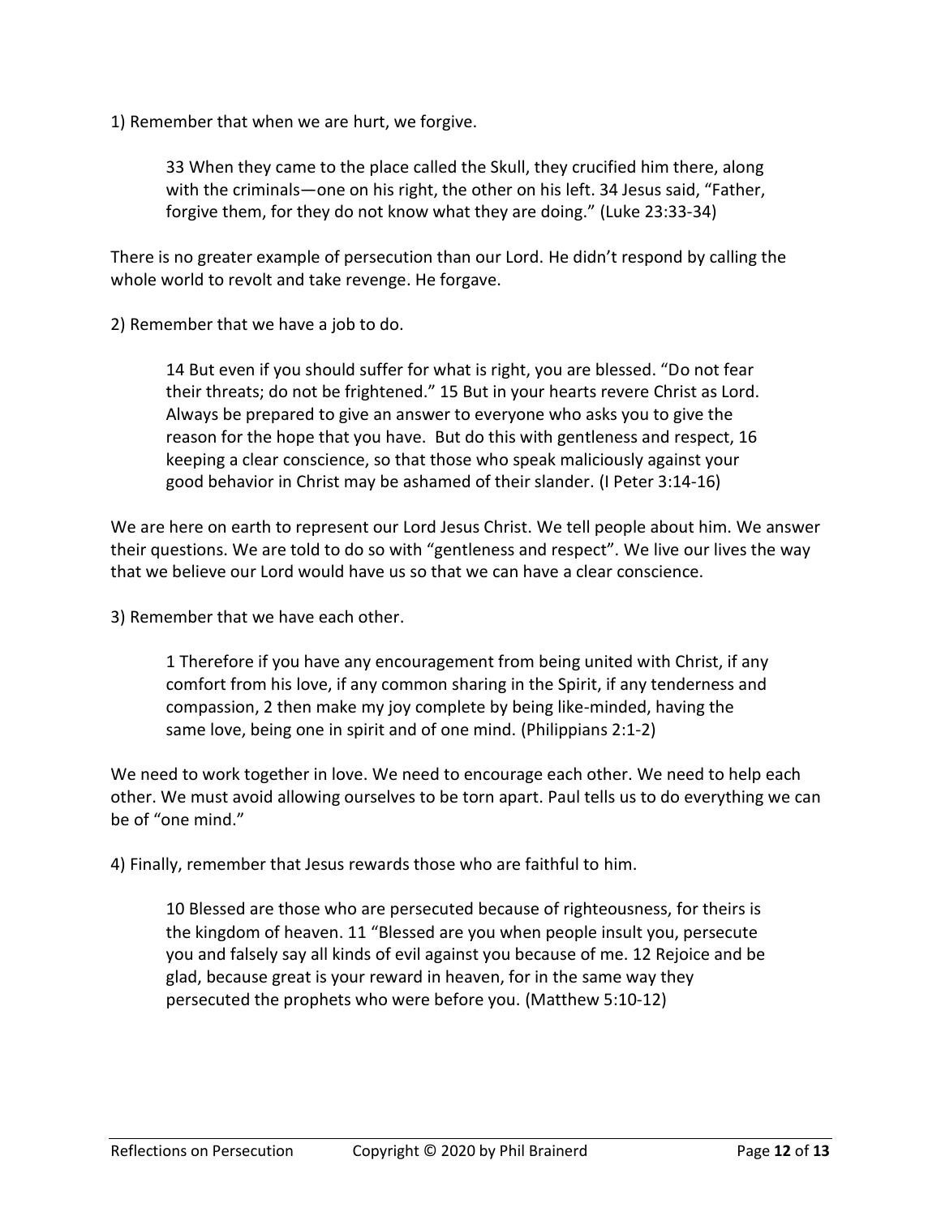1) Remember that when we are hurt, we forgive.

> 33 When they came to the place called the Skull, they crucified him there, along with the criminals—one on his right, the other on his left. 34 Jesus said, "Father, forgive them, for they do not know what they are doing." (Luke 23:33-34)

There is no greater example of persecution than our Lord. He didn't respond by calling the whole world to revolt and take revenge. He forgave.

2) Remember that we have a job to do.

> 14 But even if you should suffer for what is right, you are blessed. "Do not fear their threats; do not be frightened." 15 But in your hearts revere Christ as Lord. Always be prepared to give an answer to everyone who asks you to give the reason for the hope that you have. But do this with gentleness and respect, 16 keeping a clear conscience, so that those who speak maliciously against your good behavior in Christ may be ashamed of their slander. (I Peter 3:14-16)

We are here on earth to represent our Lord Jesus Christ. We tell people about him. We answer their questions. We are told to do so with "gentleness and respect". We live our lives the way that we believe our Lord would have us so that we can have a clear conscience.

3) Remember that we have each other.

> 1 Therefore if you have any encouragement from being united with Christ, if any comfort from his love, if any common sharing in the Spirit, if any tenderness and compassion, 2 then make my joy complete by being like-minded, having the same love, being one in spirit and of one mind. (Philippians 2:1-2)

We need to work together in love. We need to encourage each other. We need to help each other. We must avoid allowing ourselves to be torn apart. Paul tells us to do everything we can be of "one mind."

4) Finally, remember that Jesus rewards those who are faithful to him.

> 10 Blessed are those who are persecuted because of righteousness, for theirs is the kingdom of heaven. 11 "Blessed are you when people insult you, persecute you and falsely say all kinds of evil against you because of me. 12 Rejoice and be glad, because great is your reward in heaven, for in the same way they persecuted the prophets who were before you. (Matthew 5:10-12)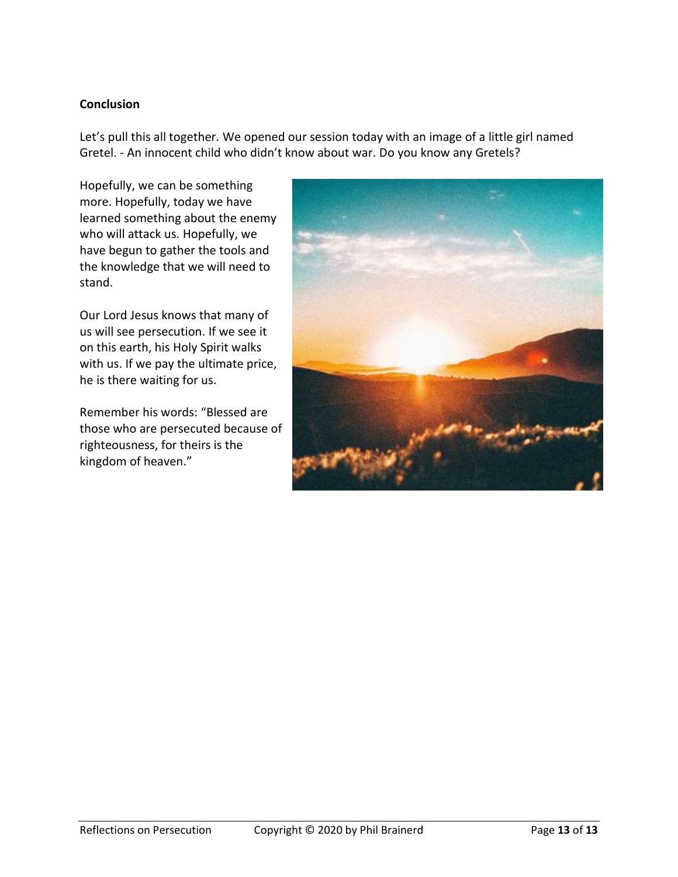**Conclusion**

Let's pull this all together. We opened our session today with an image of a little girl named Gretel. - An innocent child who didn't know about war. Do you know any Gretels?

Hopefully, we can be something more. Hopefully, today we have learned something about the enemy who will attack us. Hopefully, we have begun to gather the tools and the knowledge that we will need to stand.

Our Lord Jesus knows that many of us will see persecution. If we see it on this earth, his Holy Spirit walks with us. If we pay the ultimate price, he is there waiting for us.

Remember his words: "Blessed are those who are persecuted because of righteousness, for theirs is the kingdom of heaven."